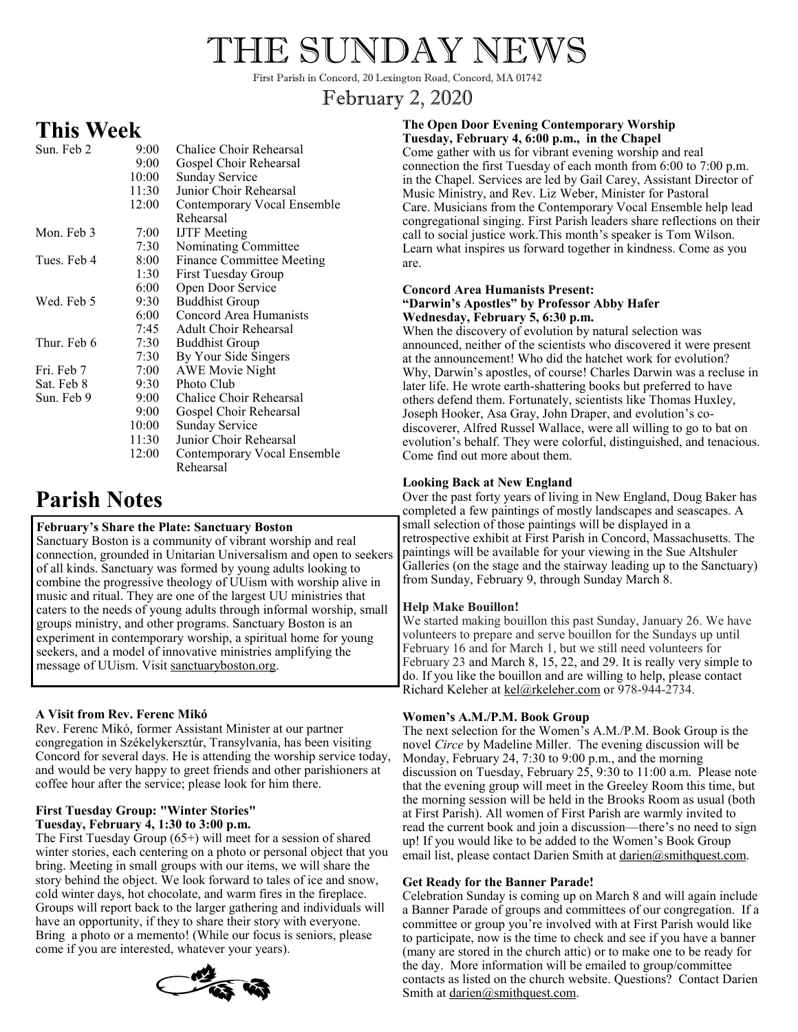# THE SUNDAY NEWS

First Parish in Concord, 20 Lexington Road, Concord, MA 01742

February 2, 2020

## This Week

| | | |
|---|---|---|
| Sun. Feb 2 | 9:00 | Chalice Choir Rehearsal |
| | 9:00 | Gospel Choir Rehearsal |
| | 10:00 | Sunday Service |
| | 11:30 | Junior Choir Rehearsal |
| | 12:00 | Contemporary Vocal Ensemble Rehearsal |
| Mon. Feb 3 | 7:00 | IJTF Meeting |
| | 7:30 | Nominating Committee |
| Tues. Feb 4 | 8:00 | Finance Committee Meeting |
| | 1:30 | First Tuesday Group |
| | 6:00 | Open Door Service |
| Wed. Feb 5 | 9:30 | Buddhist Group |
| | 6:00 | Concord Area Humanists |
| | 7:45 | Adult Choir Rehearsal |
| Thur. Feb 6 | 7:30 | Buddhist Group |
| | 7:30 | By Your Side Singers |
| Fri. Feb 7 | 7:00 | AWE Movie Night |
| Sat. Feb 8 | 9:30 | Photo Club |
| Sun. Feb 9 | 9:00 | Chalice Choir Rehearsal |
| | 9:00 | Gospel Choir Rehearsal |
| | 10:00 | Sunday Service |
| | 11:30 | Junior Choir Rehearsal |
| | 12:00 | Contemporary Vocal Ensemble Rehearsal |

## Parish Notes

**February's Share the Plate: Sanctuary Boston**

Sanctuary Boston is a community of vibrant worship and real connection, grounded in Unitarian Universalism and open to seekers of all kinds. Sanctuary was formed by young adults looking to combine the progressive theology of UUism with worship alive in music and ritual. They are one of the largest UU ministries that caters to the needs of young adults through informal worship, small groups ministry, and other programs. Sanctuary Boston is an experiment in contemporary worship, a spiritual home for young seekers, and a model of innovative ministries amplifying the message of UUism. Visit sanctuaryboston.org.

**A Visit from Rev. Ferenc Mikó**

Rev. Ferenc Mikó, former Assistant Minister at our partner congregation in Székelykersztúr, Transylvania, has been visiting Concord for several days. He is attending the worship service today, and would be very happy to greet friends and other parishioners at coffee hour after the service; please look for him there.

**First Tuesday Group: "Winter Stories"**
**Tuesday, February 4, 1:30 to 3:00 p.m.**

The First Tuesday Group (65+) will meet for a session of shared winter stories, each centering on a photo or personal object that you bring. Meeting in small groups with our items, we will share the story behind the object. We look forward to tales of ice and snow, cold winter days, hot chocolate, and warm fires in the fireplace. Groups will report back to the larger gathering and individuals will have an opportunity, if they to share their story with everyone. Bring a photo or a memento! (While our focus is seniors, please come if you are interested, whatever your years).

**The Open Door Evening Contemporary Worship**
**Tuesday, February 4, 6:00 p.m., in the Chapel**

Come gather with us for vibrant evening worship and real connection the first Tuesday of each month from 6:00 to 7:00 p.m. in the Chapel. Services are led by Gail Carey, Assistant Director of Music Ministry, and Rev. Liz Weber, Minister for Pastoral Care. Musicians from the Contemporary Vocal Ensemble help lead congregational singing. First Parish leaders share reflections on their call to social justice work.This month's speaker is Tom Wilson. Learn what inspires us forward together in kindness. Come as you are.

**Concord Area Humanists Present:**
**"Darwin's Apostles" by Professor Abby Hafer**
**Wednesday, February 5, 6:30 p.m.**

When the discovery of evolution by natural selection was announced, neither of the scientists who discovered it were present at the announcement! Who did the hatchet work for evolution? Why, Darwin's apostles, of course! Charles Darwin was a recluse in later life. He wrote earth-shattering books but preferred to have others defend them. Fortunately, scientists like Thomas Huxley, Joseph Hooker, Asa Gray, John Draper, and evolution's co-discoverer, Alfred Russel Wallace, were all willing to go to bat on evolution's behalf. They were colorful, distinguished, and tenacious. Come find out more about them.

**Looking Back at New England**

Over the past forty years of living in New England, Doug Baker has completed a few paintings of mostly landscapes and seascapes. A small selection of those paintings will be displayed in a retrospective exhibit at First Parish in Concord, Massachusetts. The paintings will be available for your viewing in the Sue Altshuler Galleries (on the stage and the stairway leading up to the Sanctuary) from Sunday, February 9, through Sunday March 8.

**Help Make Bouillon!**

We started making bouillon this past Sunday, January 26. We have volunteers to prepare and serve bouillon for the Sundays up until February 16 and for March 1, but we still need volunteers for February 23 and March 8, 15, 22, and 29. It is really very simple to do. If you like the bouillon and are willing to help, please contact Richard Keleher at kel@rkeleher.com or 978-944-2734.

**Women's A.M./P.M. Book Group**

The next selection for the Women's A.M./P.M. Book Group is the novel *Circe* by Madeline Miller. The evening discussion will be Monday, February 24, 7:30 to 9:00 p.m., and the morning discussion on Tuesday, February 25, 9:30 to 11:00 a.m. Please note that the evening group will meet in the Greeley Room this time, but the morning session will be held in the Brooks Room as usual (both at First Parish). All women of First Parish are warmly invited to read the current book and join a discussion—there's no need to sign up! If you would like to be added to the Women's Book Group email list, please contact Darien Smith at darien@smithquest.com.

**Get Ready for the Banner Parade!**

Celebration Sunday is coming up on March 8 and will again include a Banner Parade of groups and committees of our congregation. If a committee or group you're involved with at First Parish would like to participate, now is the time to check and see if you have a banner (many are stored in the church attic) or to make one to be ready for the day. More information will be emailed to group/committee contacts as listed on the church website. Questions? Contact Darien Smith at darien@smithquest.com.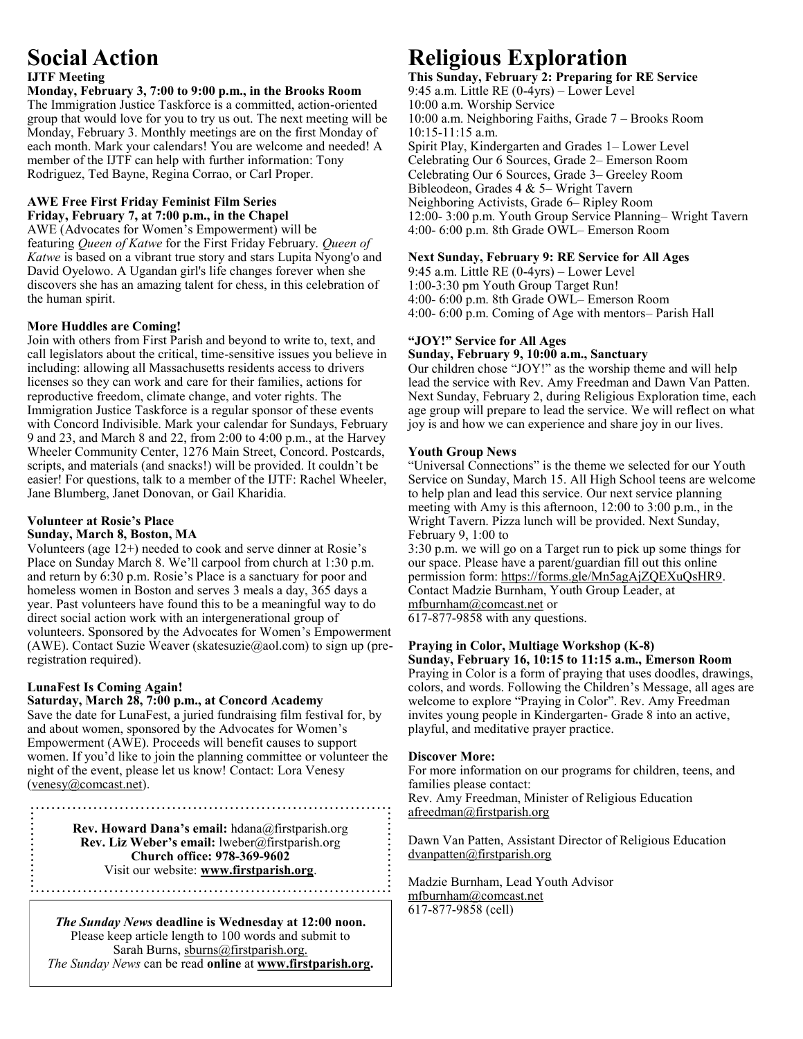# Social Action

**IJTF Meeting**

**Monday, February 3, 7:00 to 9:00 p.m., in the Brooks Room**

The Immigration Justice Taskforce is a committed, action-oriented group that would love for you to try us out. The next meeting will be Monday, February 3. Monthly meetings are on the first Monday of each month. Mark your calendars! You are welcome and needed! A member of the IJTF can help with further information: Tony Rodriguez, Ted Bayne, Regina Corrao, or Carl Proper.

**AWE Free First Friday Feminist Film Series**

**Friday, February 7, at 7:00 p.m., in the Chapel**

AWE (Advocates for Women's Empowerment) will be featuring *Queen of Katwe* for the First Friday February. *Queen of Katwe* is based on a vibrant true story and stars Lupita Nyong'o and David Oyelowo. A Ugandan girl's life changes forever when she discovers she has an amazing talent for chess, in this celebration of the human spirit.

**More Huddles are Coming!**

Join with others from First Parish and beyond to write to, text, and call legislators about the critical, time-sensitive issues you believe in including: allowing all Massachusetts residents access to drivers licenses so they can work and care for their families, actions for reproductive freedom, climate change, and voter rights. The Immigration Justice Taskforce is a regular sponsor of these events with Concord Indivisible. Mark your calendar for Sundays, February 9 and 23, and March 8 and 22, from 2:00 to 4:00 p.m., at the Harvey Wheeler Community Center, 1276 Main Street, Concord. Postcards, scripts, and materials (and snacks!) will be provided. It couldn't be easier! For questions, talk to a member of the IJTF: Rachel Wheeler, Jane Blumberg, Janet Donovan, or Gail Kharidia.

**Volunteer at Rosie's Place**

**Sunday, March 8, Boston, MA**

Volunteers (age 12+) needed to cook and serve dinner at Rosie's Place on Sunday March 8. We'll carpool from church at 1:30 p.m. and return by 6:30 p.m. Rosie's Place is a sanctuary for poor and homeless women in Boston and serves 3 meals a day, 365 days a year. Past volunteers have found this to be a meaningful way to do direct social action work with an intergenerational group of volunteers. Sponsored by the Advocates for Women's Empowerment (AWE). Contact Suzie Weaver (skatesuzie@aol.com) to sign up (pre-registration required).

**LunaFest Is Coming Again!**

**Saturday, March 28, 7:00 p.m., at Concord Academy**

Save the date for LunaFest, a juried fundraising film festival for, by and about women, sponsored by the Advocates for Women's Empowerment (AWE). Proceeds will benefit causes to support women. If you'd like to join the planning committee or volunteer the night of the event, please let us know! Contact: Lora Venesy (venesy@comcast.net).

**Rev. Howard Dana's email:** hdana@firstparish.org
**Rev. Liz Weber's email:** lweber@firstparish.org
**Church office: 978-369-9602**
Visit our website: **www.firstparish.org**.

***The Sunday News* deadline is Wednesday at 12:00 noon.**
Please keep article length to 100 words and submit to Sarah Burns, sburns@firstparish.org.
*The Sunday News* can be read **online** at **www.firstparish.org.**

# Religious Exploration

**This Sunday, February 2: Preparing for RE Service**

9:45 a.m. Little RE (0-4yrs) – Lower Level
10:00 a.m. Worship Service
10:00 a.m. Neighboring Faiths, Grade 7 – Brooks Room
10:15-11:15 a.m.
Spirit Play, Kindergarten and Grades 1– Lower Level
Celebrating Our 6 Sources, Grade 2– Emerson Room
Celebrating Our 6 Sources, Grade 3– Greeley Room
Bibleodeon, Grades 4 & 5– Wright Tavern
Neighboring Activists, Grade 6– Ripley Room
12:00- 3:00 p.m. Youth Group Service Planning– Wright Tavern
4:00- 6:00 p.m. 8th Grade OWL– Emerson Room

**Next Sunday, February 9: RE Service for All Ages**

9:45 a.m. Little RE (0-4yrs) – Lower Level
1:00-3:30 pm Youth Group Target Run!
4:00- 6:00 p.m. 8th Grade OWL– Emerson Room
4:00- 6:00 p.m. Coming of Age with mentors– Parish Hall

**"JOY!" Service for All Ages**

**Sunday, February 9, 10:00 a.m., Sanctuary**

Our children chose "JOY!" as the worship theme and will help lead the service with Rev. Amy Freedman and Dawn Van Patten. Next Sunday, February 2, during Religious Exploration time, each age group will prepare to lead the service. We will reflect on what joy is and how we can experience and share joy in our lives.

**Youth Group News**

"Universal Connections" is the theme we selected for our Youth Service on Sunday, March 15. All High School teens are welcome to help plan and lead this service. Our next service planning meeting with Amy is this afternoon, 12:00 to 3:00 p.m., in the Wright Tavern. Pizza lunch will be provided. Next Sunday, February 9, 1:00 to 3:30 p.m. we will go on a Target run to pick up some things for our space. Please have a parent/guardian fill out this online permission form: https://forms.gle/Mn5agAjZQEXuQsHR9. Contact Madzie Burnham, Youth Group Leader, at mfburnham@comcast.net or 617-877-9858 with any questions.

**Praying in Color, Multiage Workshop (K-8)**

**Sunday, February 16, 10:15 to 11:15 a.m., Emerson Room**

Praying in Color is a form of praying that uses doodles, drawings, colors, and words. Following the Children's Message, all ages are welcome to explore "Praying in Color". Rev. Amy Freedman invites young people in Kindergarten- Grade 8 into an active, playful, and meditative prayer practice.

**Discover More:**

For more information on our programs for children, teens, and families please contact:
Rev. Amy Freedman, Minister of Religious Education
afreedman@firstparish.org

Dawn Van Patten, Assistant Director of Religious Education
dvanpatten@firstparish.org

Madzie Burnham, Lead Youth Advisor
mfburnham@comcast.net
617-877-9858 (cell)